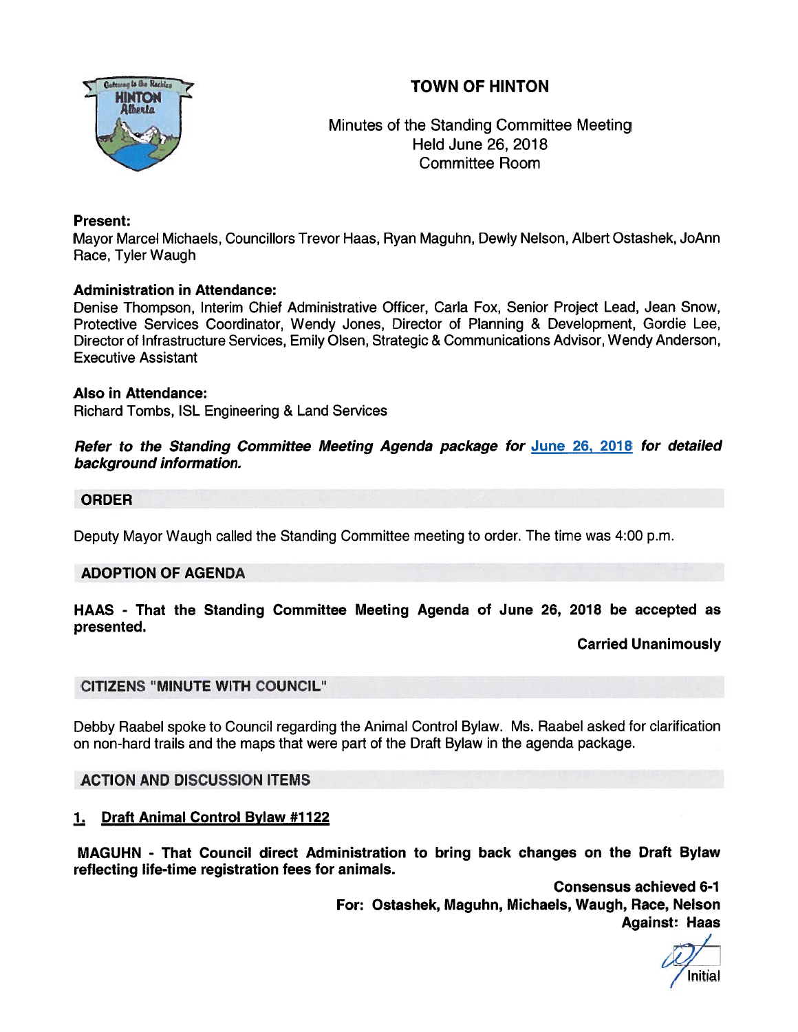# TOWN OF HINTON

Minutes of the Standing Committee Meeting
Held June 26, 2018
Committee Room

**Present:**
Mayor Marcel Michaels, Councillors Trevor Haas, Ryan Maguhn, Dewly Nelson, Albert Ostashek, JoAnn Race, Tyler Waugh

**Administration in Attendance:**
Denise Thompson, Interim Chief Administrative Officer, Carla Fox, Senior Project Lead, Jean Snow, Protective Services Coordinator, Wendy Jones, Director of Planning & Development, Gordie Lee, Director of Infrastructure Services, Emily Olsen, Strategic & Communications Advisor, Wendy Anderson, Executive Assistant

**Also in Attendance:**
Richard Tombs, ISL Engineering & Land Services

***Refer to the Standing Committee Meeting Agenda package for June 26, 2018 for detailed background information.***

## ORDER

Deputy Mayor Waugh called the Standing Committee meeting to order. The time was 4:00 p.m.

## ADOPTION OF AGENDA

**HAAS - That the Standing Committee Meeting Agenda of June 26, 2018 be accepted as presented.**

**Carried Unanimously**

## CITIZENS "MINUTE WITH COUNCIL"

Debby Raabel spoke to Council regarding the Animal Control Bylaw. Ms. Raabel asked for clarification on non-hard trails and the maps that were part of the Draft Bylaw in the agenda package.

## ACTION AND DISCUSSION ITEMS

### 1. Draft Animal Control Bylaw #1122

**MAGUHN - That Council direct Administration to bring back changes on the Draft Bylaw reflecting life-time registration fees for animals.**

**Consensus achieved 6-1**
**For: Ostashek, Maguhn, Michaels, Waugh, Race, Nelson**
**Against: Haas**

Initial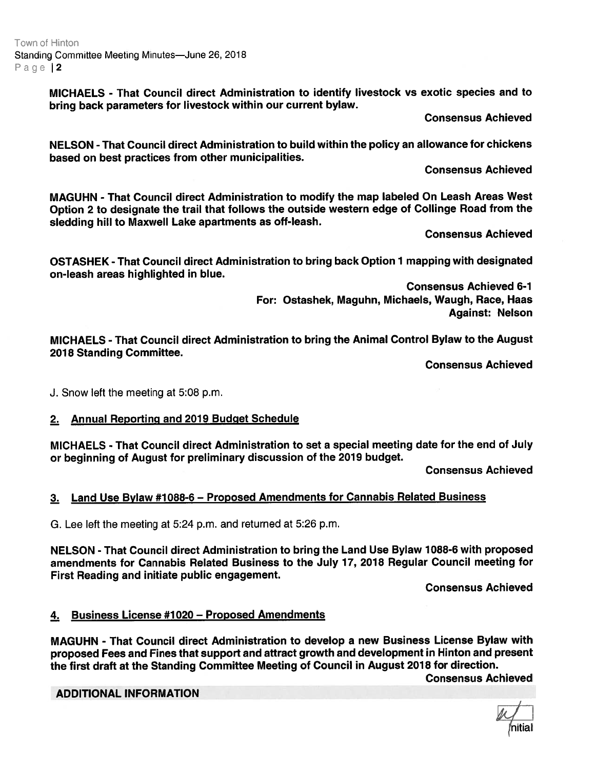**MICHAELS - That Council direct Administration to identify livestock vs exotic species and to bring back parameters for livestock within our current bylaw.**

**Consensus Achieved**

**NELSON - That Council direct Administration to build within the policy an allowance for chickens based on best practices from other municipalities.**

**Consensus Achieved**

**MAGUHN - That Council direct Administration to modify the map labeled On Leash Areas West Option 2 to designate the trail that follows the outside western edge of Collinge Road from the sledding hill to Maxwell Lake apartments as off-leash.**

**Consensus Achieved**

**OSTASHEK - That Council direct Administration to bring back Option 1 mapping with designated on-leash areas highlighted in blue.**

**Consensus Achieved 6-1**
**For: Ostashek, Maguhn, Michaels, Waugh, Race, Haas**
**Against: Nelson**

**MICHAELS - That Council direct Administration to bring the Animal Control Bylaw to the August 2018 Standing Committee.**

**Consensus Achieved**

J. Snow left the meeting at 5:08 p.m.

## 2. Annual Reporting and 2019 Budget Schedule

**MICHAELS - That Council direct Administration to set a special meeting date for the end of July or beginning of August for preliminary discussion of the 2019 budget.**

**Consensus Achieved**

## 3. Land Use Bylaw #1088-6 – Proposed Amendments for Cannabis Related Business

G. Lee left the meeting at 5:24 p.m. and returned at 5:26 p.m.

**NELSON - That Council direct Administration to bring the Land Use Bylaw 1088-6 with proposed amendments for Cannabis Related Business to the July 17, 2018 Regular Council meeting for First Reading and initiate public engagement.**

**Consensus Achieved**

## 4. Business License #1020 – Proposed Amendments

**MAGUHN - That Council direct Administration to develop a new Business License Bylaw with proposed Fees and Fines that support and attract growth and development in Hinton and present the first draft at the Standing Committee Meeting of Council in August 2018 for direction.**

**Consensus Achieved**

**ADDITIONAL INFORMATION**

Initial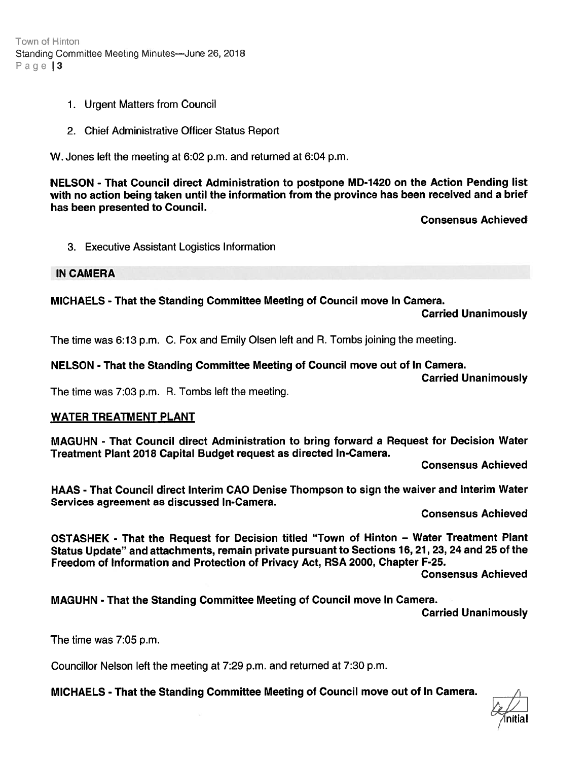1. Urgent Matters from Council

2. Chief Administrative Officer Status Report

W. Jones left the meeting at 6:02 p.m. and returned at 6:04 p.m.

**NELSON - That Council direct Administration to postpone MD-1420 on the Action Pending list with no action being taken until the information from the province has been received and a brief has been presented to Council.**

**Consensus Achieved**

3. Executive Assistant Logistics Information

## IN CAMERA

**MICHAELS - That the Standing Committee Meeting of Council move In Camera.**

**Carried Unanimously**

The time was 6:13 p.m. C. Fox and Emily Olsen left and R. Tombs joining the meeting.

**NELSON - That the Standing Committee Meeting of Council move out of In Camera.**

**Carried Unanimously**

The time was 7:03 p.m. R. Tombs left the meeting.

## WATER TREATMENT PLANT

**MAGUHN - That Council direct Administration to bring forward a Request for Decision Water Treatment Plant 2018 Capital Budget request as directed In-Camera.**

**Consensus Achieved**

**HAAS - That Council direct Interim CAO Denise Thompson to sign the waiver and Interim Water Services agreement as discussed In-Camera.**

**Consensus Achieved**

**OSTASHEK - That the Request for Decision titled "Town of Hinton – Water Treatment Plant Status Update" and attachments, remain private pursuant to Sections 16, 21, 23, 24 and 25 of the Freedom of Information and Protection of Privacy Act, RSA 2000, Chapter F-25.**

**Consensus Achieved**

**MAGUHN - That the Standing Committee Meeting of Council move In Camera.**

**Carried Unanimously**

The time was 7:05 p.m.

Councillor Nelson left the meeting at 7:29 p.m. and returned at 7:30 p.m.

**MICHAELS - That the Standing Committee Meeting of Council move out of In Camera.**

Initial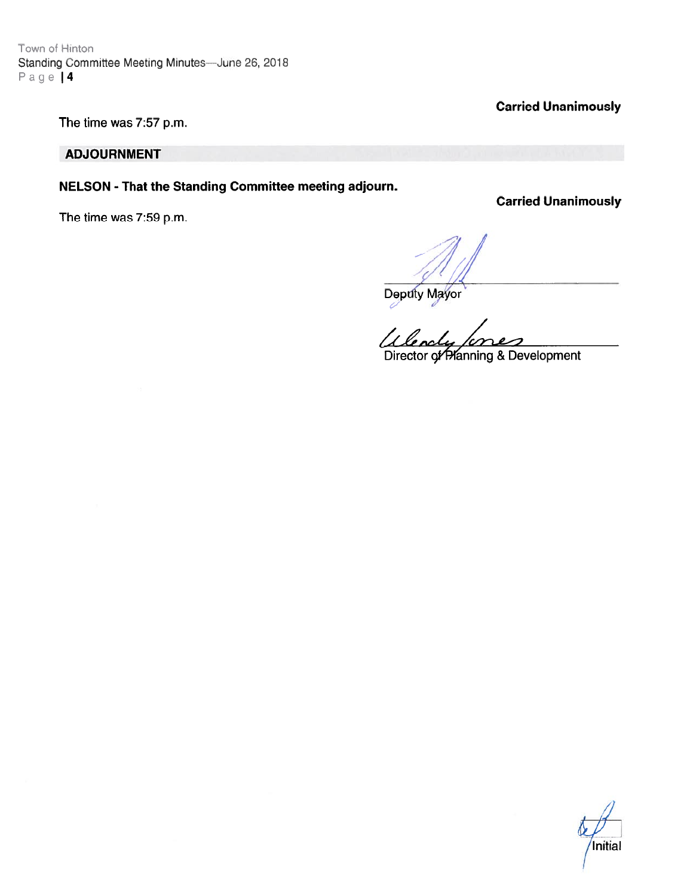**Carried Unanimously**

The time was 7:57 p.m.

## ADJOURNMENT

**NELSON - That the Standing Committee meeting adjourn.**

**Carried Unanimously**

The time was 7:59 p.m.

Deputy Mayor

Director of Planning & Development

Initial